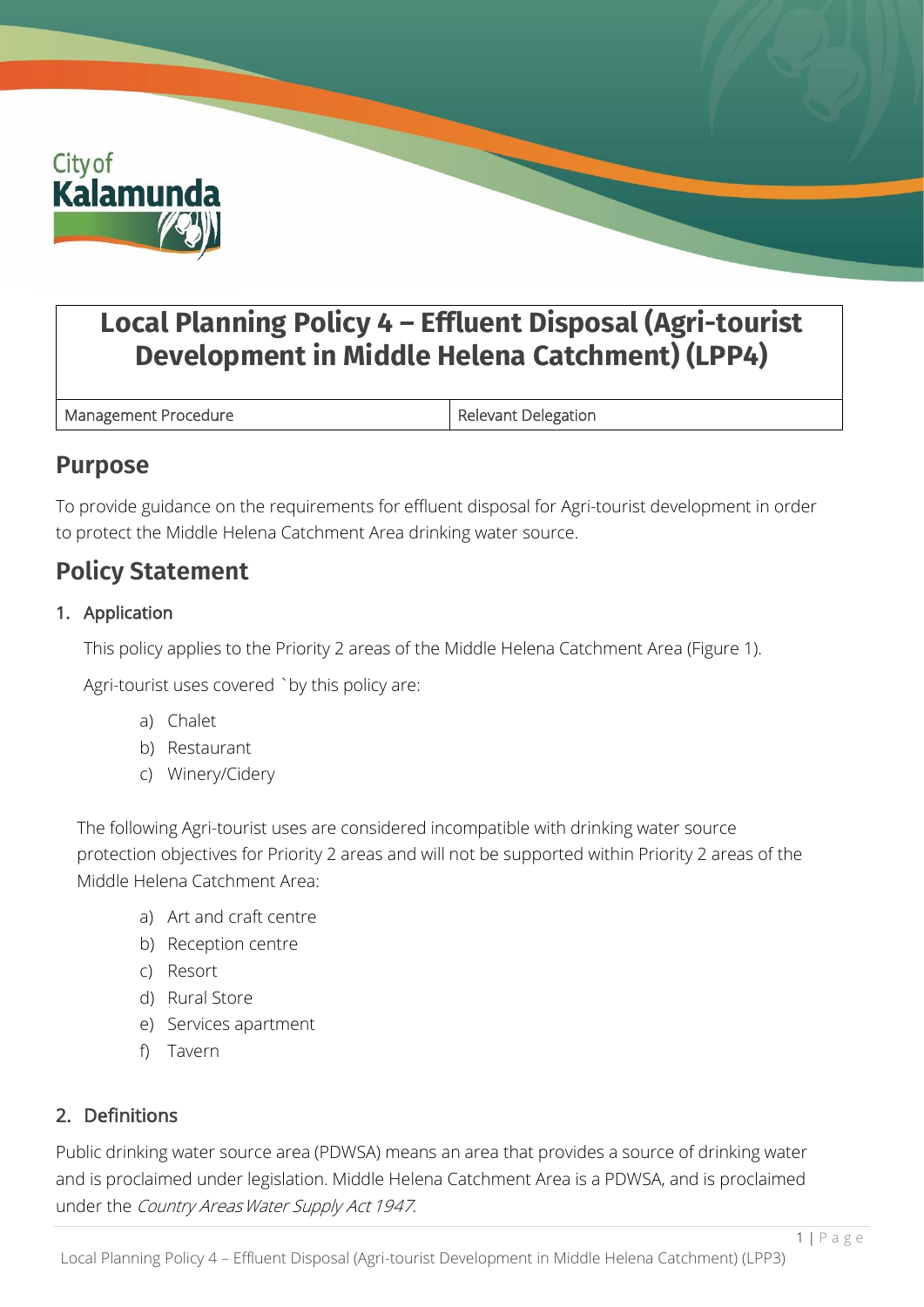# Local Planning Policy 4 – Effluent Disposal (Agri-tourist Development in Middle Helena Catchment) (LPP4)

| Management Procedure | Relevant Delegation |
|---|---|

## Purpose

To provide guidance on the requirements for effluent disposal for Agri-tourist development in order to protect the Middle Helena Catchment Area drinking water source.

## Policy Statement

### 1. Application

This policy applies to the Priority 2 areas of the Middle Helena Catchment Area (Figure 1).

Agri-tourist uses covered `by this policy are:

a) Chalet
b) Restaurant
c) Winery/Cidery

The following Agri-tourist uses are considered incompatible with drinking water source protection objectives for Priority 2 areas and will not be supported within Priority 2 areas of the Middle Helena Catchment Area:

a) Art and craft centre
b) Reception centre
c) Resort
d) Rural Store
e) Services apartment
f) Tavern

### 2. Definitions

Public drinking water source area (PDWSA) means an area that provides a source of drinking water and is proclaimed under legislation. Middle Helena Catchment Area is a PDWSA, and is proclaimed under the *Country Areas Water Supply Act 1947.*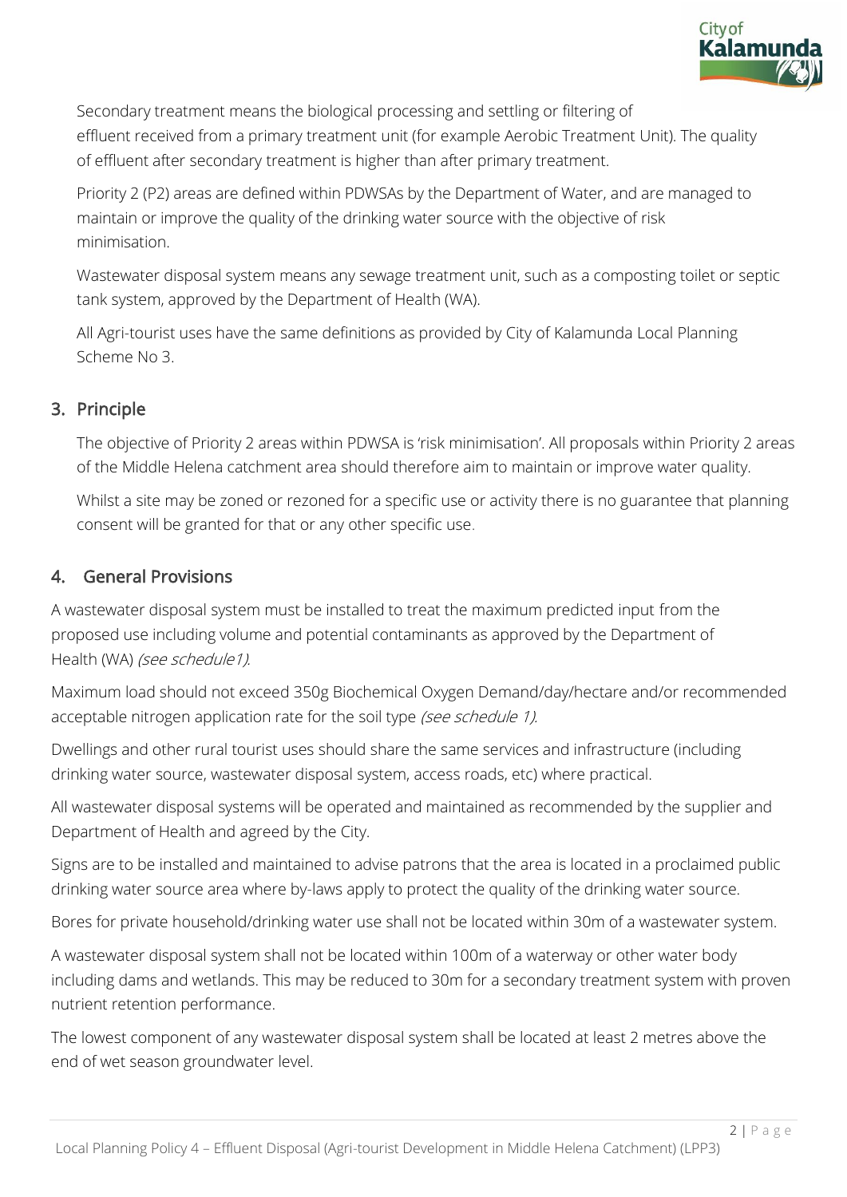Secondary treatment means the biological processing and settling or filtering of effluent received from a primary treatment unit (for example Aerobic Treatment Unit). The quality of effluent after secondary treatment is higher than after primary treatment.

Priority 2 (P2) areas are defined within PDWSAs by the Department of Water, and are managed to maintain or improve the quality of the drinking water source with the objective of risk minimisation.

Wastewater disposal system means any sewage treatment unit, such as a composting toilet or septic tank system, approved by the Department of Health (WA).

All Agri-tourist uses have the same definitions as provided by City of Kalamunda Local Planning Scheme No 3.

## 3. Principle

The objective of Priority 2 areas within PDWSA is 'risk minimisation'. All proposals within Priority 2 areas of the Middle Helena catchment area should therefore aim to maintain or improve water quality.

Whilst a site may be zoned or rezoned for a specific use or activity there is no guarantee that planning consent will be granted for that or any other specific use.

## 4. General Provisions

A wastewater disposal system must be installed to treat the maximum predicted input from the proposed use including volume and potential contaminants as approved by the Department of Health (WA) *(see schedule1)*.

Maximum load should not exceed 350g Biochemical Oxygen Demand/day/hectare and/or recommended acceptable nitrogen application rate for the soil type *(see schedule 1)*.

Dwellings and other rural tourist uses should share the same services and infrastructure (including drinking water source, wastewater disposal system, access roads, etc) where practical.

All wastewater disposal systems will be operated and maintained as recommended by the supplier and Department of Health and agreed by the City.

Signs are to be installed and maintained to advise patrons that the area is located in a proclaimed public drinking water source area where by-laws apply to protect the quality of the drinking water source.

Bores for private household/drinking water use shall not be located within 30m of a wastewater system.

A wastewater disposal system shall not be located within 100m of a waterway or other water body including dams and wetlands. This may be reduced to 30m for a secondary treatment system with proven nutrient retention performance.

The lowest component of any wastewater disposal system shall be located at least 2 metres above the end of wet season groundwater level.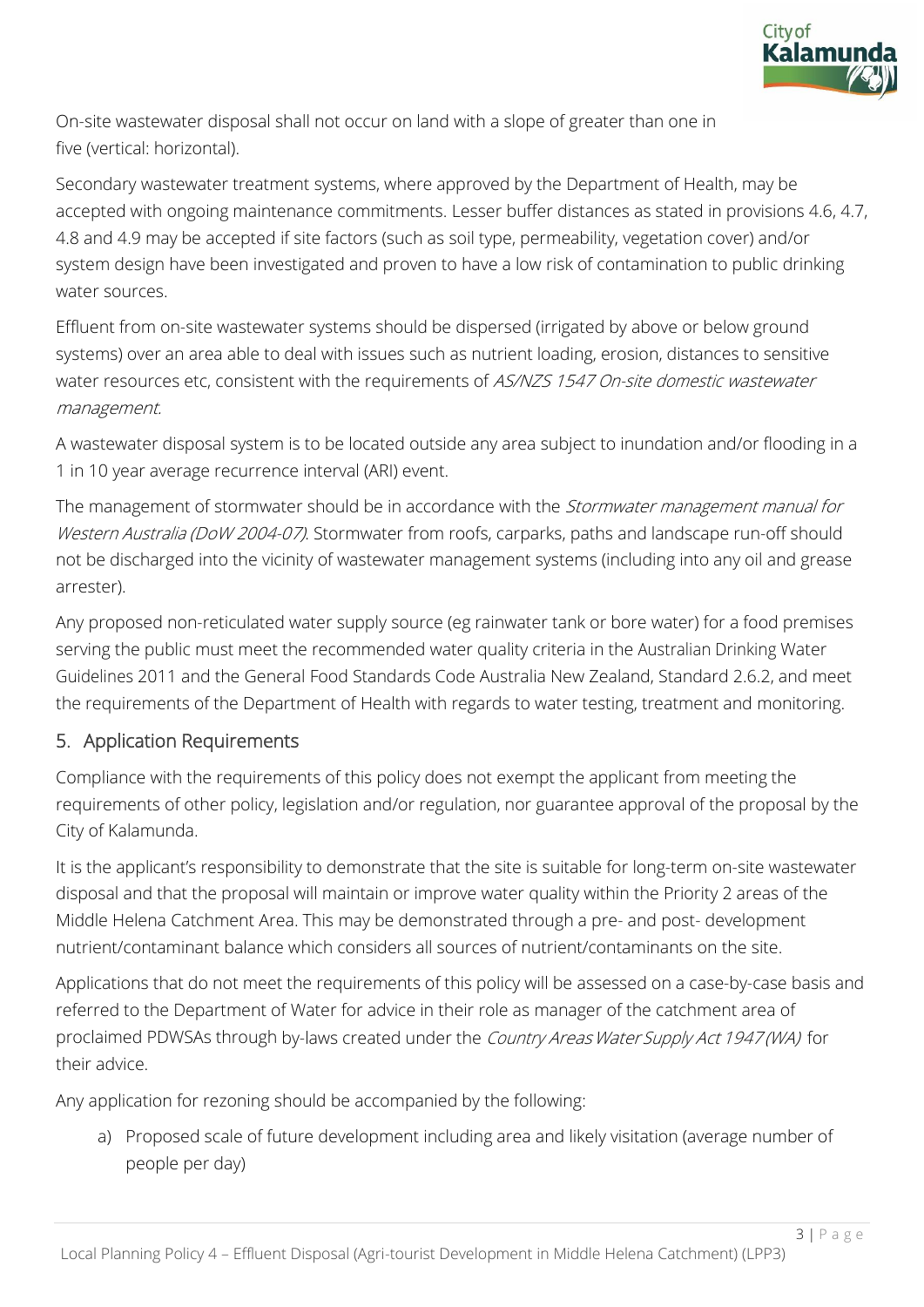On-site wastewater disposal shall not occur on land with a slope of greater than one in five (vertical: horizontal).

Secondary wastewater treatment systems, where approved by the Department of Health, may be accepted with ongoing maintenance commitments. Lesser buffer distances as stated in provisions 4.6, 4.7, 4.8 and 4.9 may be accepted if site factors (such as soil type, permeability, vegetation cover) and/or system design have been investigated and proven to have a low risk of contamination to public drinking water sources.

Effluent from on-site wastewater systems should be dispersed (irrigated by above or below ground systems) over an area able to deal with issues such as nutrient loading, erosion, distances to sensitive water resources etc, consistent with the requirements of *AS/NZS 1547 On-site domestic wastewater management.*

A wastewater disposal system is to be located outside any area subject to inundation and/or flooding in a 1 in 10 year average recurrence interval (ARI) event.

The management of stormwater should be in accordance with the *Stormwater management manual for Western Australia (DoW 2004-07).* Stormwater from roofs, carparks, paths and landscape run-off should not be discharged into the vicinity of wastewater management systems (including into any oil and grease arrester).

Any proposed non-reticulated water supply source (eg rainwater tank or bore water) for a food premises serving the public must meet the recommended water quality criteria in the Australian Drinking Water Guidelines 2011 and the General Food Standards Code Australia New Zealand, Standard 2.6.2, and meet the requirements of the Department of Health with regards to water testing, treatment and monitoring.

## 5. Application Requirements

Compliance with the requirements of this policy does not exempt the applicant from meeting the requirements of other policy, legislation and/or regulation, nor guarantee approval of the proposal by the City of Kalamunda.

It is the applicant's responsibility to demonstrate that the site is suitable for long-term on-site wastewater disposal and that the proposal will maintain or improve water quality within the Priority 2 areas of the Middle Helena Catchment Area. This may be demonstrated through a pre- and post- development nutrient/contaminant balance which considers all sources of nutrient/contaminants on the site.

Applications that do not meet the requirements of this policy will be assessed on a case-by-case basis and referred to the Department of Water for advice in their role as manager of the catchment area of proclaimed PDWSAs through by-laws created under the *Country Areas Water Supply Act 1947 (WA)* for their advice.

Any application for rezoning should be accompanied by the following:

a) Proposed scale of future development including area and likely visitation (average number of people per day)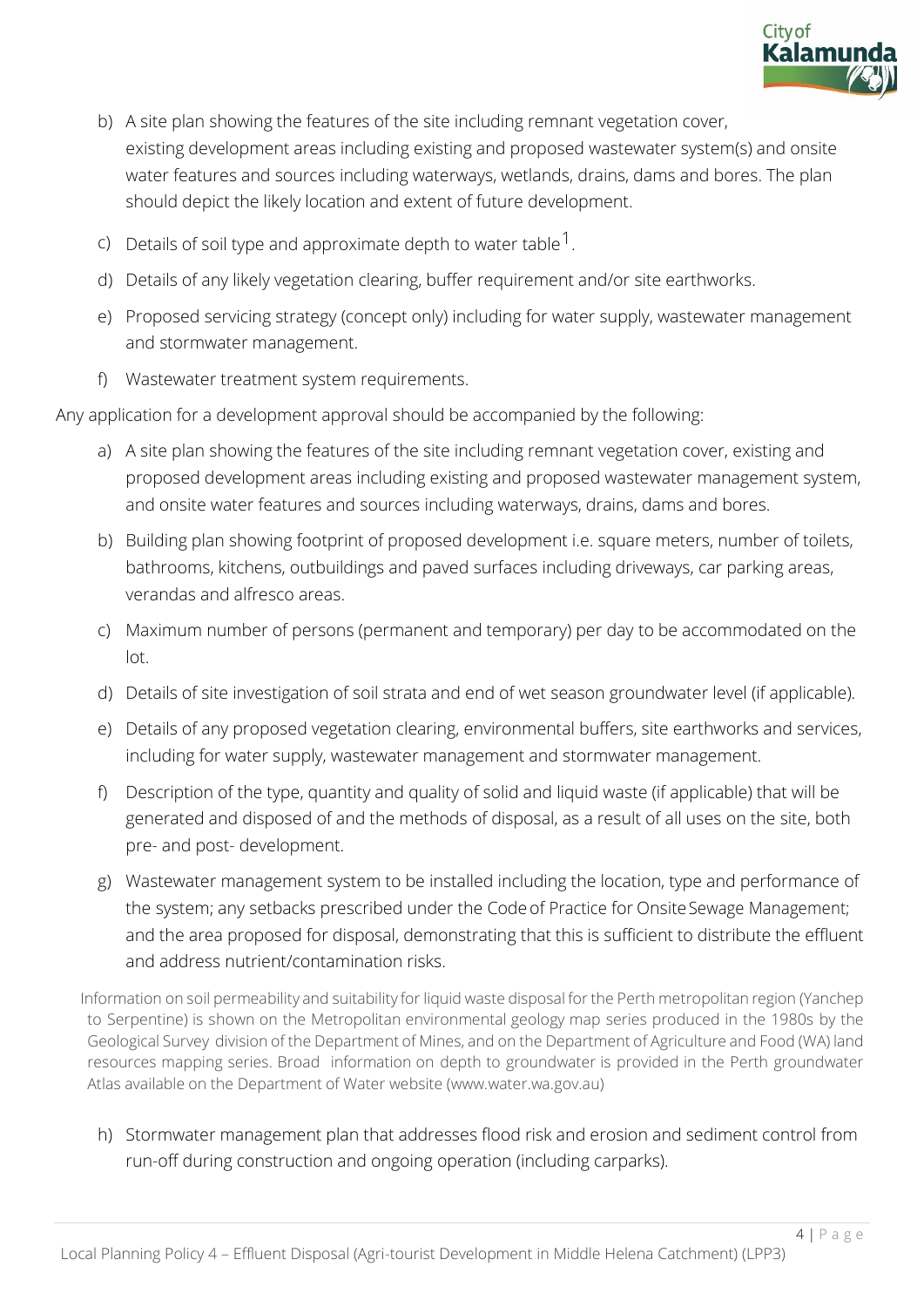b) A site plan showing the features of the site including remnant vegetation cover, existing development areas including existing and proposed wastewater system(s) and onsite water features and sources including waterways, wetlands, drains, dams and bores. The plan should depict the likely location and extent of future development.

c) Details of soil type and approximate depth to water table[1].

d) Details of any likely vegetation clearing, buffer requirement and/or site earthworks.

e) Proposed servicing strategy (concept only) including for water supply, wastewater management and stormwater management.

f) Wastewater treatment system requirements.

Any application for a development approval should be accompanied by the following:

a) A site plan showing the features of the site including remnant vegetation cover, existing and proposed development areas including existing and proposed wastewater management system, and onsite water features and sources including waterways, drains, dams and bores.

b) Building plan showing footprint of proposed development i.e. square meters, number of toilets, bathrooms, kitchens, outbuildings and paved surfaces including driveways, car parking areas, verandas and alfresco areas.

c) Maximum number of persons (permanent and temporary) per day to be accommodated on the lot.

d) Details of site investigation of soil strata and end of wet season groundwater level (if applicable).

e) Details of any proposed vegetation clearing, environmental buffers, site earthworks and services, including for water supply, wastewater management and stormwater management.

f) Description of the type, quantity and quality of solid and liquid waste (if applicable) that will be generated and disposed of and the methods of disposal, as a result of all uses on the site, both pre- and post- development.

g) Wastewater management system to be installed including the location, type and performance of the system; any setbacks prescribed under the Code of Practice for Onsite Sewage Management; and the area proposed for disposal, demonstrating that this is sufficient to distribute the effluent and address nutrient/contamination risks.

Information on soil permeability and suitability for liquid waste disposal for the Perth metropolitan region (Yanchep to Serpentine) is shown on the Metropolitan environmental geology map series produced in the 1980s by the Geological Survey division of the Department of Mines, and on the Department of Agriculture and Food (WA) land resources mapping series. Broad information on depth to groundwater is provided in the Perth groundwater Atlas available on the Department of Water website (www.water.wa.gov.au)

h) Stormwater management plan that addresses flood risk and erosion and sediment control from run-off during construction and ongoing operation (including carparks).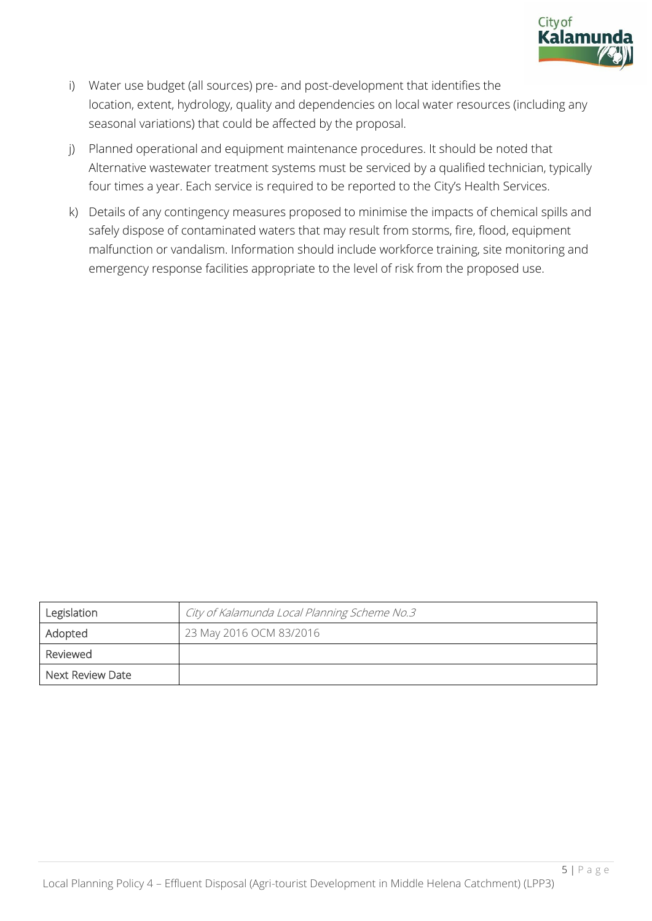i) Water use budget (all sources) pre- and post-development that identifies the location, extent, hydrology, quality and dependencies on local water resources (including any seasonal variations) that could be affected by the proposal.

j) Planned operational and equipment maintenance procedures. It should be noted that Alternative wastewater treatment systems must be serviced by a qualified technician, typically four times a year. Each service is required to be reported to the City's Health Services.

k) Details of any contingency measures proposed to minimise the impacts of chemical spills and safely dispose of contaminated waters that may result from storms, fire, flood, equipment malfunction or vandalism. Information should include workforce training, site monitoring and emergency response facilities appropriate to the level of risk from the proposed use.

| | |
|---|---|
| Legislation | *City of Kalamunda Local Planning Scheme No.3* |
| Adopted | 23 May 2016 OCM 83/2016 |
| Reviewed | |
| Next Review Date | |